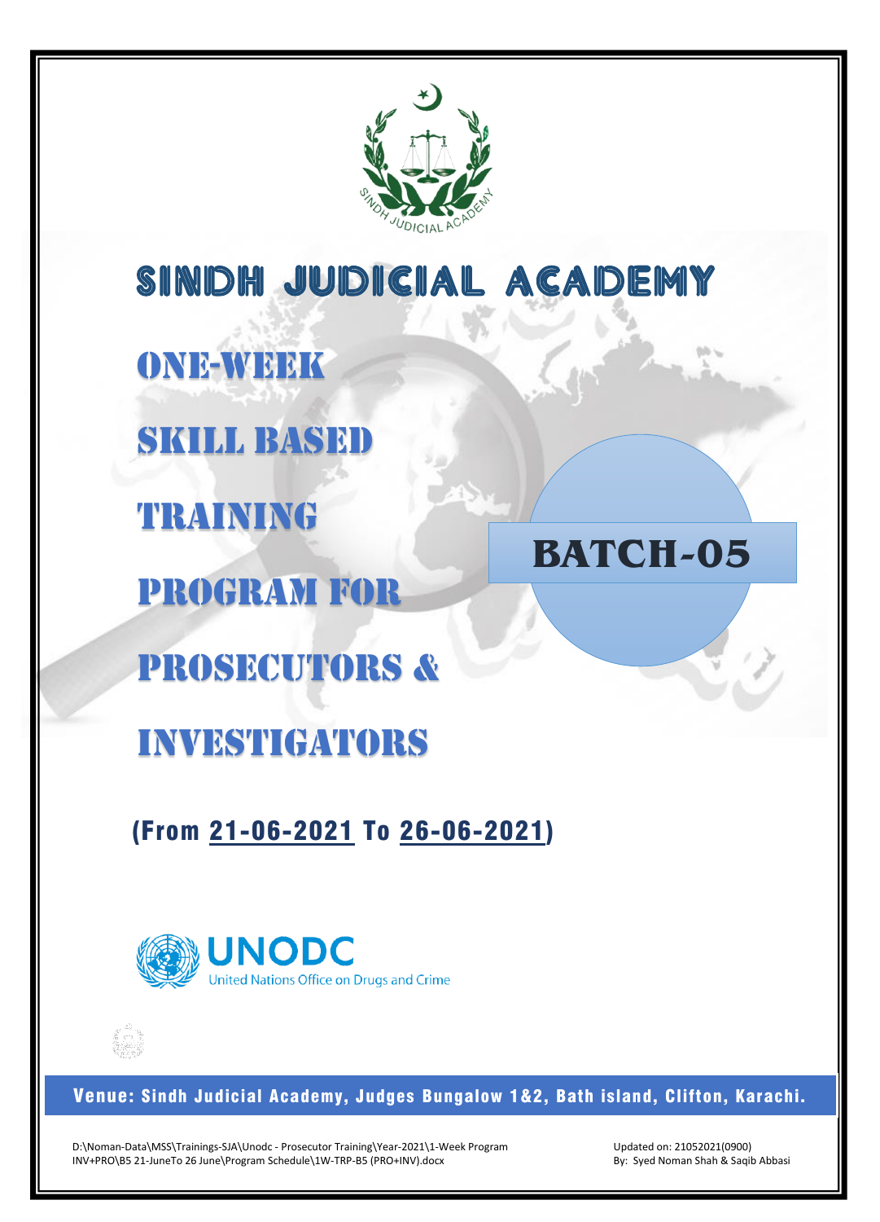# SINDH JUDICIAL ACADEMY

## ONE-WEEK SKILL BASED TRAINING PROGRAM FOR PROSECUTORS & INVESTIGATORS

## BATCH-05

**(From 21-06-2021 To 26-06-2021)**

UNODC

United Nations Office on Drugs and Crime

**Venue: Sindh Judicial Academy, Judges Bungalow 1&2, Bath island, Clifton, Karachi.**

D:\Noman-Data\MSS\Trainings-SJA\Unodc - Prosecutor Training\Year-2021\1-Week Program INV+PRO\B5 21-JuneTo 26 June\Program Schedule\1W-TRP-B5 (PRO+INV).docx

Updated on: 21052021(0900)
By: Syed Noman Shah & Saqib Abbasi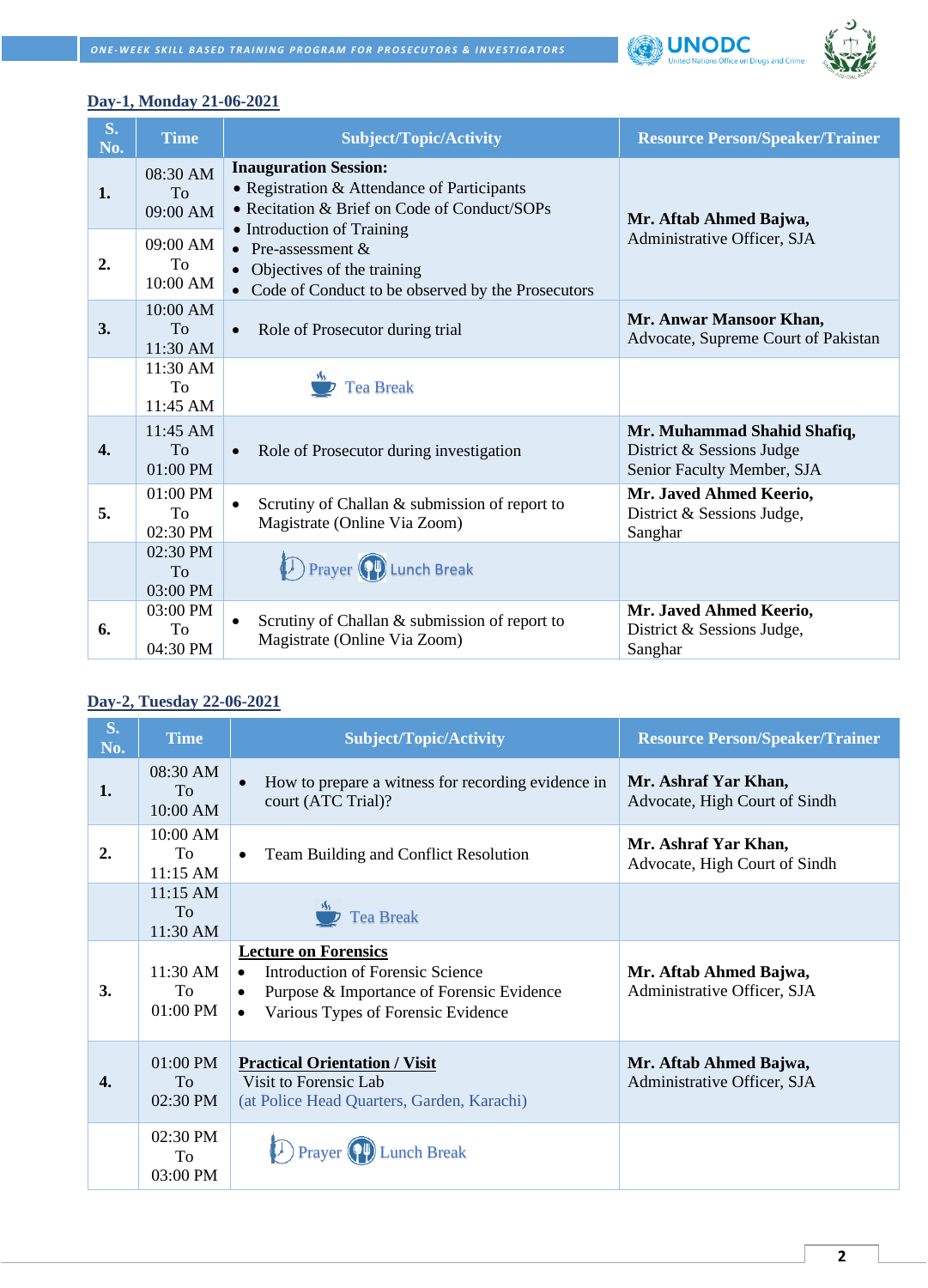## Day-1, Monday 21-06-2021

| S. No. | Time | Subject/Topic/Activity | Resource Person/Speaker/Trainer |
|---|---|---|---|
| 1. | 08:30 AM To 09:00 AM | **Inauguration Session:** • Registration & Attendance of Participants • Recitation & Brief on Code of Conduct/SOPs • Introduction of Training | **Mr. Aftab Ahmed Bajwa,** Administrative Officer, SJA |
| 2. | 09:00 AM To 10:00 AM | • Pre-assessment & • Objectives of the training • Code of Conduct to be observed by the Prosecutors | |
| 3. | 10:00 AM To 11:30 AM | • Role of Prosecutor during trial | **Mr. Anwar Mansoor Khan,** Advocate, Supreme Court of Pakistan |
| | 11:30 AM To 11:45 AM | Tea Break | |
| 4. | 11:45 AM To 01:00 PM | • Role of Prosecutor during investigation | **Mr. Muhammad Shahid Shafiq,** District & Sessions Judge Senior Faculty Member, SJA |
| 5. | 01:00 PM To 02:30 PM | • Scrutiny of Challan & submission of report to Magistrate (Online Via Zoom) | **Mr. Javed Ahmed Keerio,** District & Sessions Judge, Sanghar |
| | 02:30 PM To 03:00 PM | Prayer Lunch Break | |
| 6. | 03:00 PM To 04:30 PM | • Scrutiny of Challan & submission of report to Magistrate (Online Via Zoom) | **Mr. Javed Ahmed Keerio,** District & Sessions Judge, Sanghar |

## Day-2, Tuesday 22-06-2021

| S. No. | Time | Subject/Topic/Activity | Resource Person/Speaker/Trainer |
|---|---|---|---|
| 1. | 08:30 AM To 10:00 AM | • How to prepare a witness for recording evidence in court (ATC Trial)? | **Mr. Ashraf Yar Khan,** Advocate, High Court of Sindh |
| 2. | 10:00 AM To 11:15 AM | • Team Building and Conflict Resolution | **Mr. Ashraf Yar Khan,** Advocate, High Court of Sindh |
| | 11:15 AM To 11:30 AM | Tea Break | |
| 3. | 11:30 AM To 01:00 PM | **Lecture on Forensics** • Introduction of Forensic Science • Purpose & Importance of Forensic Evidence • Various Types of Forensic Evidence | **Mr. Aftab Ahmed Bajwa,** Administrative Officer, SJA |
| 4. | 01:00 PM To 02:30 PM | **Practical Orientation / Visit** Visit to Forensic Lab (at Police Head Quarters, Garden, Karachi) | **Mr. Aftab Ahmed Bajwa,** Administrative Officer, SJA |
| | 02:30 PM To 03:00 PM | Prayer Lunch Break | |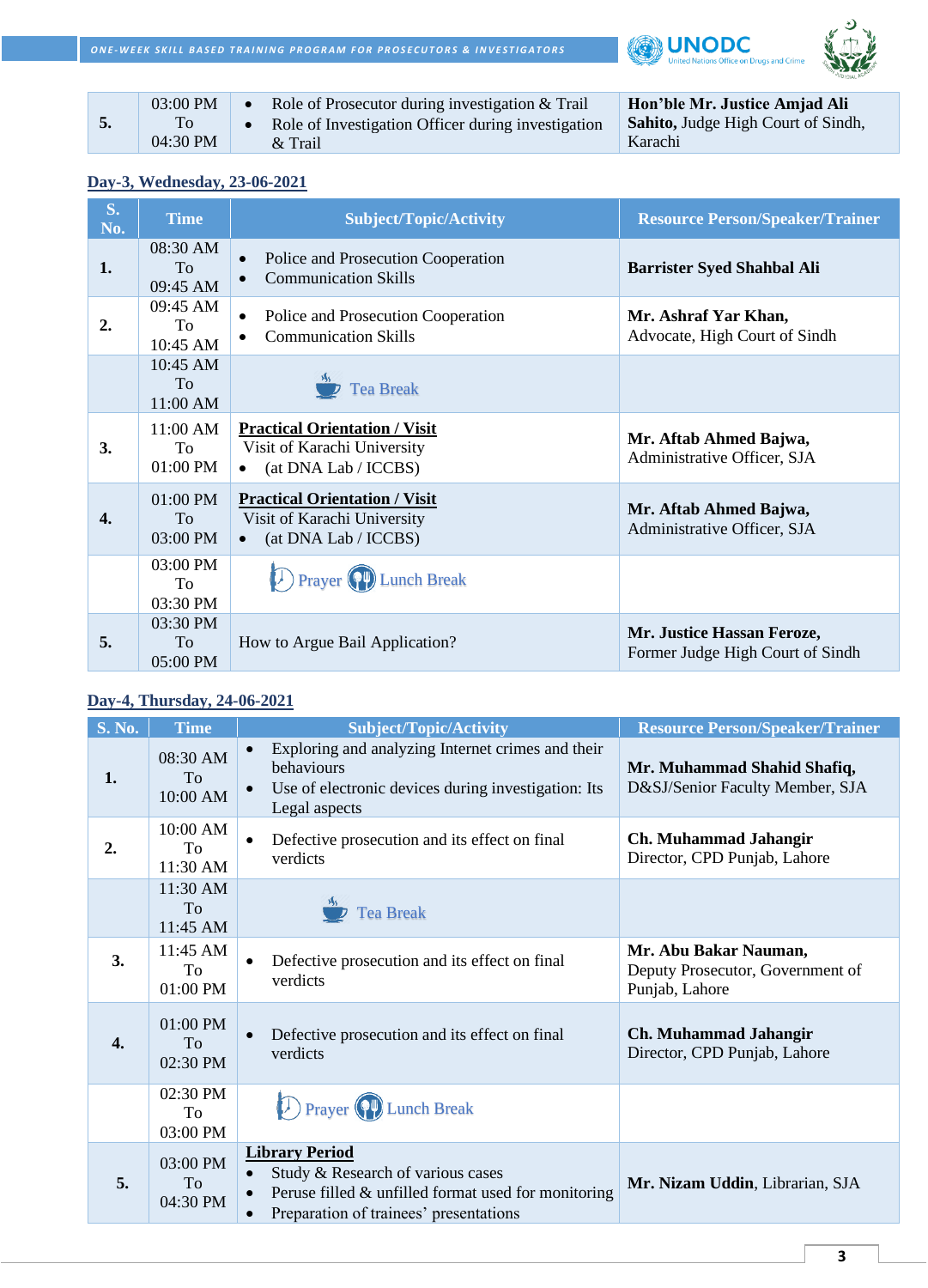| 5. | 03:00 PM To 04:30 PM | • Role of Prosecutor during investigation & Trail<br>• Role of Investigation Officer during investigation & Trail | **Hon'ble Mr. Justice Amjad Ali Sahito,** Judge High Court of Sindh, Karachi |
|---|---|---|---|

## Day-3, Wednesday, 23-06-2021

| S. No. | Time | Subject/Topic/Activity | Resource Person/Speaker/Trainer |
|---|---|---|---|
| 1. | 08:30 AM To 09:45 AM | • Police and Prosecution Cooperation<br>• Communication Skills | **Barrister Syed Shahbal Ali** |
| 2. | 09:45 AM To 10:45 AM | • Police and Prosecution Cooperation<br>• Communication Skills | **Mr. Ashraf Yar Khan,** Advocate, High Court of Sindh |
| | 10:45 AM To 11:00 AM | Tea Break | |
| 3. | 11:00 AM To 01:00 PM | **Practical Orientation / Visit**<br>Visit of Karachi University<br>• (at DNA Lab / ICCBS) | **Mr. Aftab Ahmed Bajwa,** Administrative Officer, SJA |
| 4. | 01:00 PM To 03:00 PM | **Practical Orientation / Visit**<br>Visit of Karachi University<br>• (at DNA Lab / ICCBS) | **Mr. Aftab Ahmed Bajwa,** Administrative Officer, SJA |
| | 03:00 PM To 03:30 PM | Prayer Lunch Break | |
| 5. | 03:30 PM To 05:00 PM | How to Argue Bail Application? | **Mr. Justice Hassan Feroze,** Former Judge High Court of Sindh |

## Day-4, Thursday, 24-06-2021

| S. No. | Time | Subject/Topic/Activity | Resource Person/Speaker/Trainer |
|---|---|---|---|
| 1. | 08:30 AM To 10:00 AM | • Exploring and analyzing Internet crimes and their behaviours<br>• Use of electronic devices during investigation: Its Legal aspects | **Mr. Muhammad Shahid Shafiq,** D&SJ/Senior Faculty Member, SJA |
| 2. | 10:00 AM To 11:30 AM | • Defective prosecution and its effect on final verdicts | **Ch. Muhammad Jahangir** Director, CPD Punjab, Lahore |
| | 11:30 AM To 11:45 AM | Tea Break | |
| 3. | 11:45 AM To 01:00 PM | • Defective prosecution and its effect on final verdicts | **Mr. Abu Bakar Nauman,** Deputy Prosecutor, Government of Punjab, Lahore |
| 4. | 01:00 PM To 02:30 PM | • Defective prosecution and its effect on final verdicts | **Ch. Muhammad Jahangir** Director, CPD Punjab, Lahore |
| | 02:30 PM To 03:00 PM | Prayer Lunch Break | |
| 5. | 03:00 PM To 04:30 PM | **Library Period**<br>• Study & Research of various cases<br>• Peruse filled & unfilled format used for monitoring<br>• Preparation of trainees' presentations | **Mr. Nizam Uddin**, Librarian, SJA |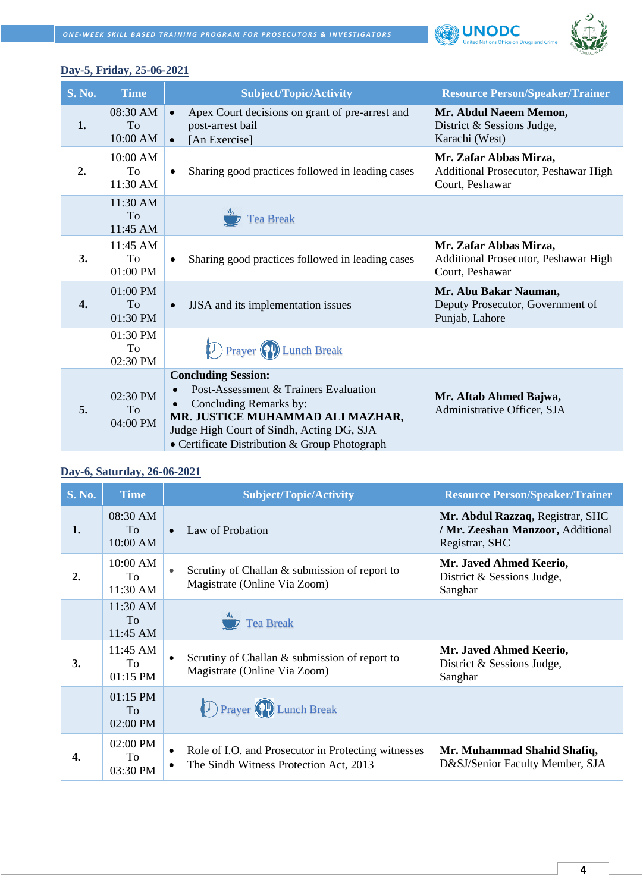**Day-5, Friday, 25-06-2021**

| S. No. | Time | Subject/Topic/Activity | Resource Person/Speaker/Trainer |
|---|---|---|---|
| **1.** | 08:30 AM To 10:00 AM | • Apex Court decisions on grant of pre-arrest and post-arrest bail<br>• [An Exercise] | **Mr. Abdul Naeem Memon,** District & Sessions Judge, Karachi (West) |
| **2.** | 10:00 AM To 11:30 AM | • Sharing good practices followed in leading cases | **Mr. Zafar Abbas Mirza,** Additional Prosecutor, Peshawar High Court, Peshawar |
| | 11:30 AM To 11:45 AM | Tea Break | |
| **3.** | 11:45 AM To 01:00 PM | • Sharing good practices followed in leading cases | **Mr. Zafar Abbas Mirza,** Additional Prosecutor, Peshawar High Court, Peshawar |
| **4.** | 01:00 PM To 01:30 PM | • JJSA and its implementation issues | **Mr. Abu Bakar Nauman,** Deputy Prosecutor, Government of Punjab, Lahore |
| | 01:30 PM To 02:30 PM | Prayer Lunch Break | |
| **5.** | 02:30 PM To 04:00 PM | **Concluding Session:**<br>• Post-Assessment & Trainers Evaluation<br>• Concluding Remarks by:<br>**MR. JUSTICE MUHAMMAD ALI MAZHAR,** Judge High Court of Sindh, Acting DG, SJA<br>• Certificate Distribution & Group Photograph | **Mr. Aftab Ahmed Bajwa,** Administrative Officer, SJA |

**Day-6, Saturday, 26-06-2021**

| S. No. | Time | Subject/Topic/Activity | Resource Person/Speaker/Trainer |
|---|---|---|---|
| **1.** | 08:30 AM To 10:00 AM | • Law of Probation | **Mr. Abdul Razzaq,** Registrar, SHC / **Mr. Zeeshan Manzoor,** Additional Registrar, SHC |
| **2.** | 10:00 AM To 11:30 AM | • Scrutiny of Challan & submission of report to Magistrate (Online Via Zoom) | **Mr. Javed Ahmed Keerio,** District & Sessions Judge, Sanghar |
| | 11:30 AM To 11:45 AM | Tea Break | |
| **3.** | 11:45 AM To 01:15 PM | • Scrutiny of Challan & submission of report to Magistrate (Online Via Zoom) | **Mr. Javed Ahmed Keerio,** District & Sessions Judge, Sanghar |
| | 01:15 PM To 02:00 PM | Prayer Lunch Break | |
| **4.** | 02:00 PM To 03:30 PM | • Role of I.O. and Prosecutor in Protecting witnesses<br>• The Sindh Witness Protection Act, 2013 | **Mr. Muhammad Shahid Shafiq,** D&SJ/Senior Faculty Member, SJA |